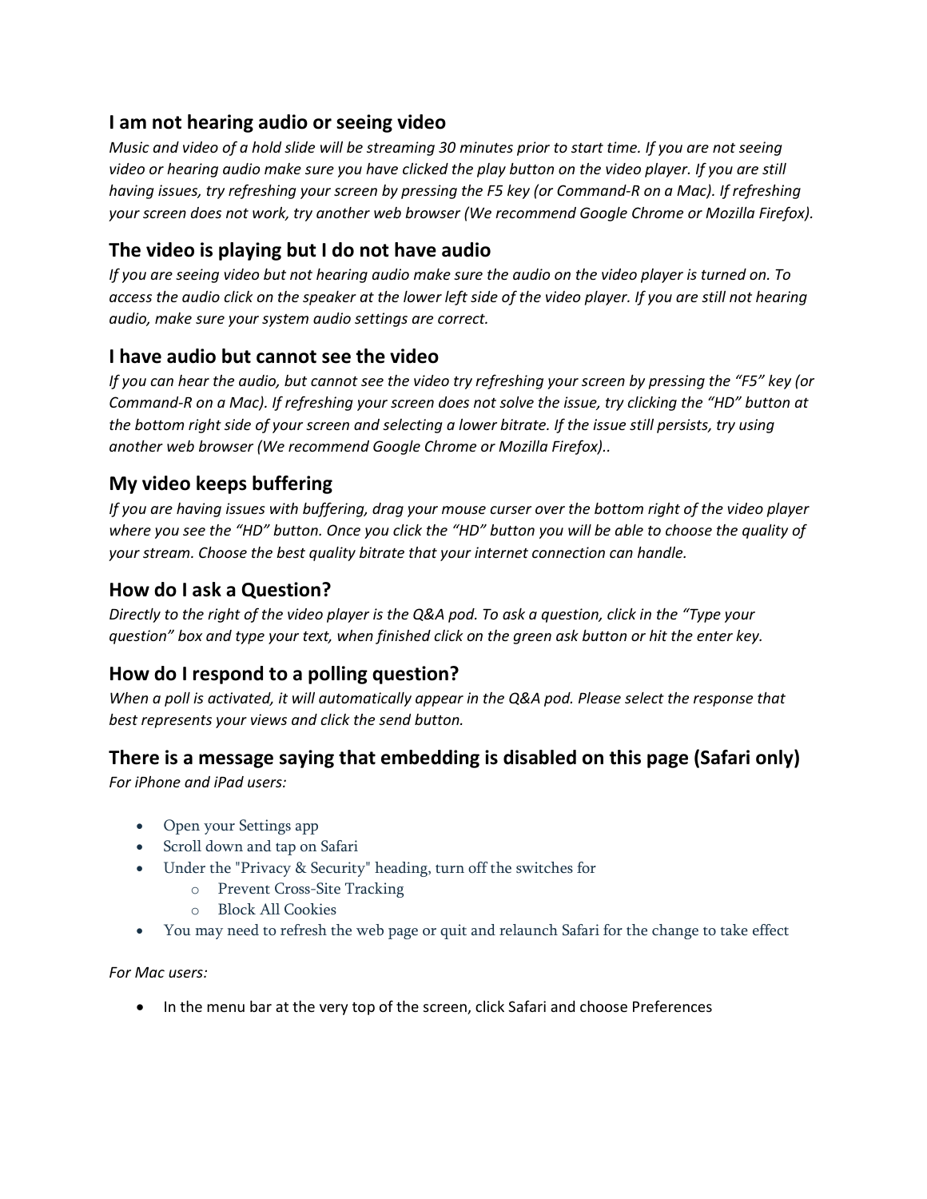## I am not hearing audio or seeing video

*Music and video of a hold slide will be streaming 30 minutes prior to start time. If you are not seeing video or hearing audio make sure you have clicked the play button on the video player. If you are still having issues, try refreshing your screen by pressing the F5 key (or Command-R on a Mac). If refreshing your screen does not work, try another web browser (We recommend Google Chrome or Mozilla Firefox).*

## The video is playing but I do not have audio

*If you are seeing video but not hearing audio make sure the audio on the video player is turned on. To access the audio click on the speaker at the lower left side of the video player. If you are still not hearing audio, make sure your system audio settings are correct.*

## I have audio but cannot see the video

*If you can hear the audio, but cannot see the video try refreshing your screen by pressing the "F5" key (or Command-R on a Mac). If refreshing your screen does not solve the issue, try clicking the "HD" button at the bottom right side of your screen and selecting a lower bitrate. If the issue still persists, try using another web browser (We recommend Google Chrome or Mozilla Firefox)..*

## My video keeps buffering

*If you are having issues with buffering, drag your mouse curser over the bottom right of the video player where you see the "HD" button. Once you click the "HD" button you will be able to choose the quality of your stream. Choose the best quality bitrate that your internet connection can handle.*

## How do I ask a Question?

*Directly to the right of the video player is the Q&A pod. To ask a question, click in the "Type your question" box and type your text, when finished click on the green ask button or hit the enter key.*

## How do I respond to a polling question?

*When a poll is activated, it will automatically appear in the Q&A pod. Please select the response that best represents your views and click the send button.*

## There is a message saying that embedding is disabled on this page (Safari only)

*For iPhone and iPad users:*

- Open your Settings app
- Scroll down and tap on Safari
- Under the "Privacy & Security" heading, turn off the switches for
    - Prevent Cross-Site Tracking
    - Block All Cookies
- You may need to refresh the web page or quit and relaunch Safari for the change to take effect

*For Mac users:*

- In the menu bar at the very top of the screen, click Safari and choose Preferences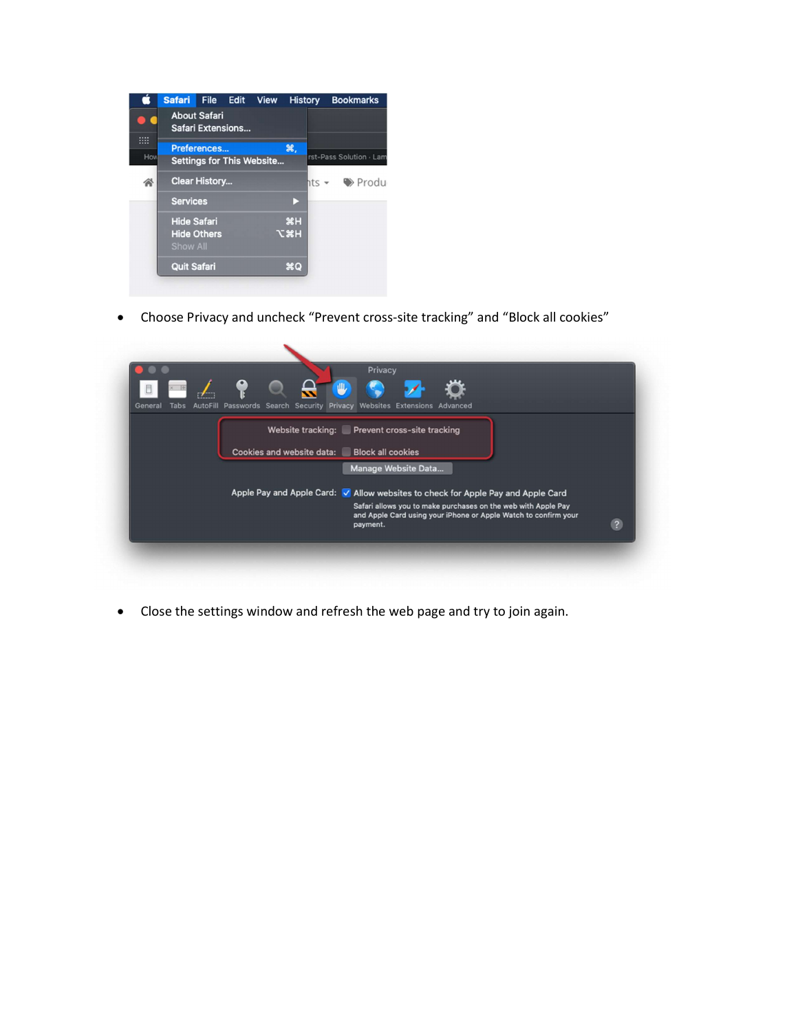- Choose Privacy and uncheck “Prevent cross-site tracking” and “Block all cookies”

- Close the settings window and refresh the web page and try to join again.